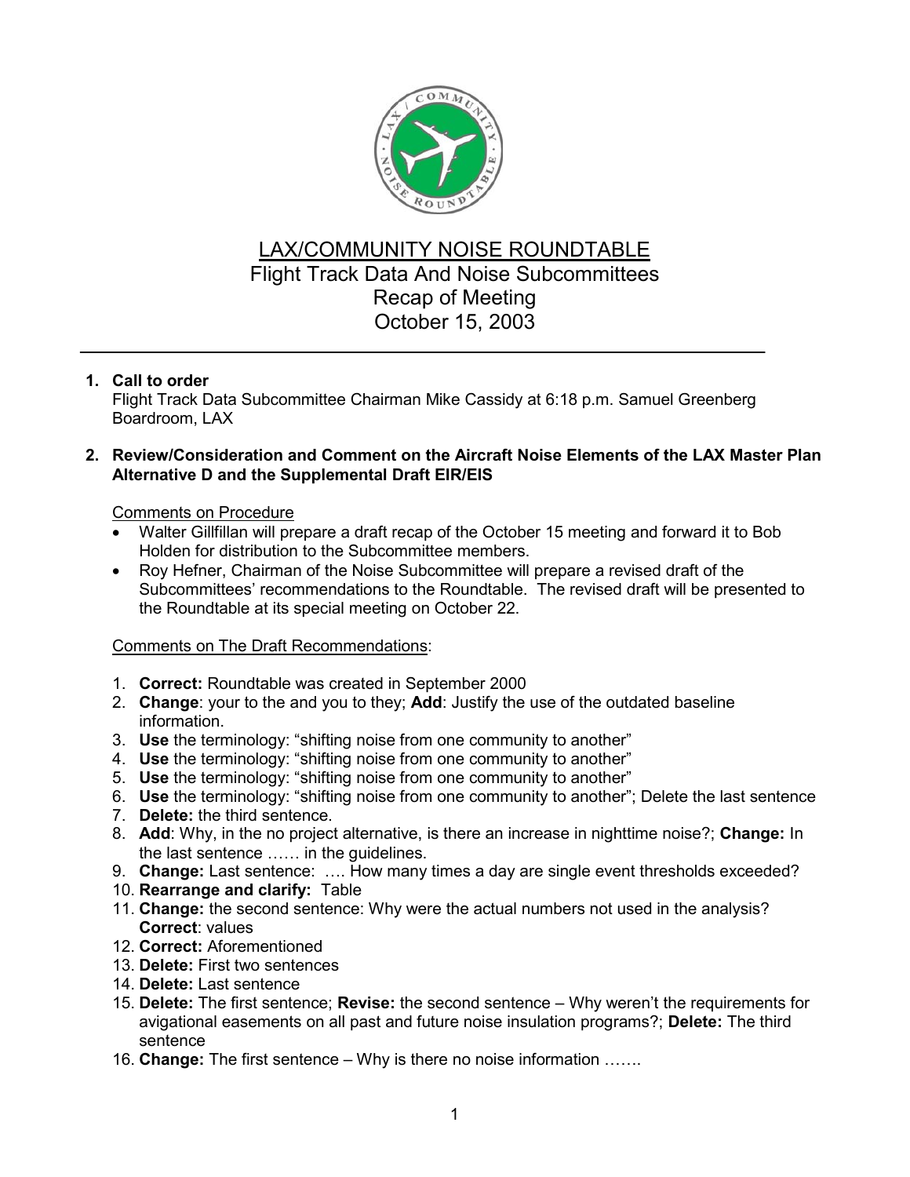# LAX/COMMUNITY NOISE ROUNDTABLE

## Flight Track Data And Noise Subcommittees
## Recap of Meeting
## October 15, 2003

---

1. **Call to order**
   Flight Track Data Subcommittee Chairman Mike Cassidy at 6:18 p.m. Samuel Greenberg Boardroom, LAX

2. **Review/Consideration and Comment on the Aircraft Noise Elements of the LAX Master Plan Alternative D and the Supplemental Draft EIR/EIS**

   Comments on Procedure

   - Walter Gillfillan will prepare a draft recap of the October 15 meeting and forward it to Bob Holden for distribution to the Subcommittee members.
   - Roy Hefner, Chairman of the Noise Subcommittee will prepare a revised draft of the Subcommittees' recommendations to the Roundtable. The revised draft will be presented to the Roundtable at its special meeting on October 22.

   Comments on The Draft Recommendations:

   1. **Correct:** Roundtable was created in September 2000
   2. **Change**: your to the and you to they; **Add**: Justify the use of the outdated baseline information.
   3. **Use** the terminology: "shifting noise from one community to another"
   4. **Use** the terminology: "shifting noise from one community to another"
   5. **Use** the terminology: "shifting noise from one community to another"
   6. **Use** the terminology: "shifting noise from one community to another"; Delete the last sentence
   7. **Delete:** the third sentence.
   8. **Add**: Why, in the no project alternative, is there an increase in nighttime noise?; **Change:** In the last sentence …… in the guidelines.
   9. **Change:** Last sentence: …. How many times a day are single event thresholds exceeded?
   10. **Rearrange and clarify:** Table
   11. **Change:** the second sentence: Why were the actual numbers not used in the analysis? **Correct**: values
   12. **Correct:** Aforementioned
   13. **Delete:** First two sentences
   14. **Delete:** Last sentence
   15. **Delete:** The first sentence; **Revise:** the second sentence – Why weren't the requirements for avigational easements on all past and future noise insulation programs?; **Delete:** The third sentence
   16. **Change:** The first sentence – Why is there no noise information …….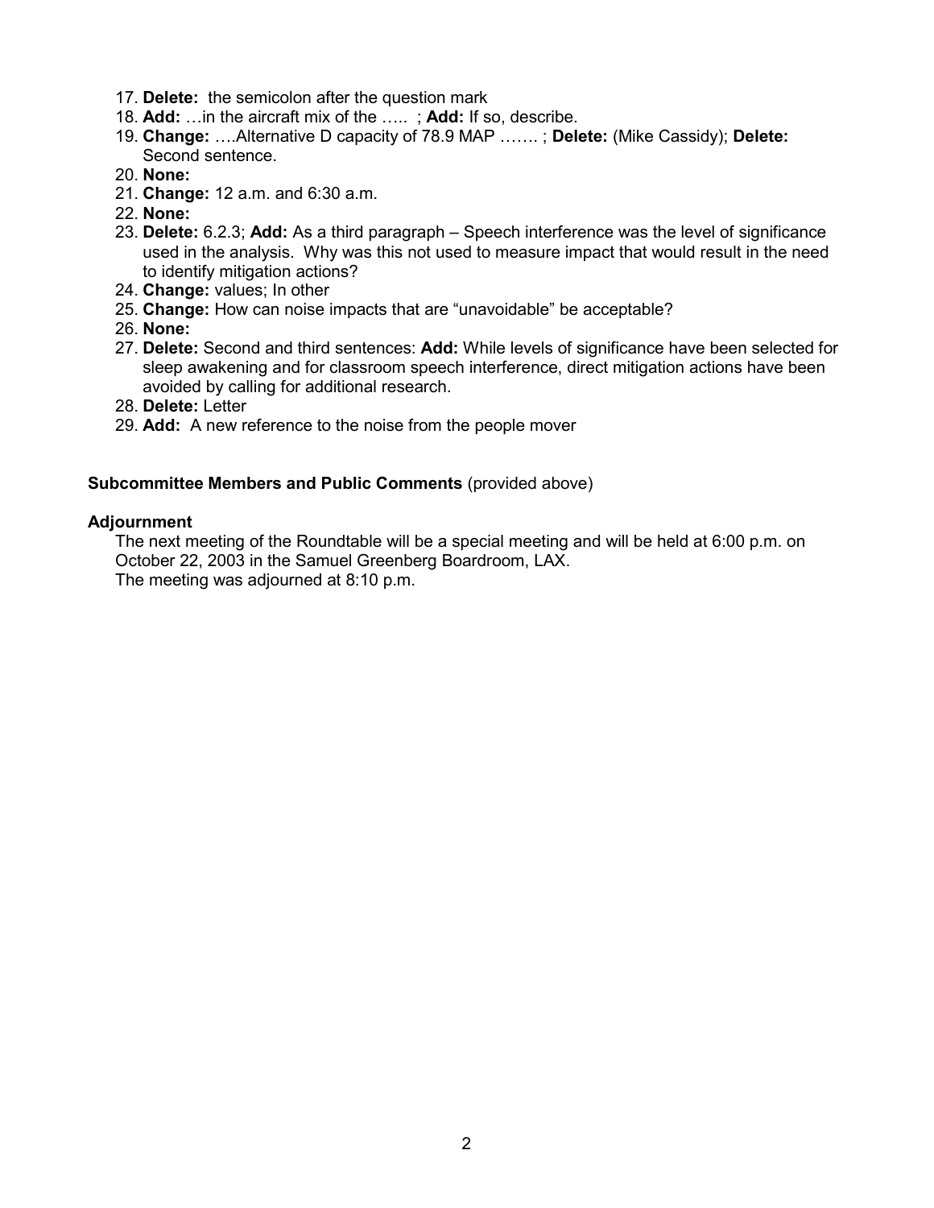17. **Delete:** the semicolon after the question mark
18. **Add:** …in the aircraft mix of the ….. ; **Add:** If so, describe.
19. **Change:** ….Alternative D capacity of 78.9 MAP ……. ; **Delete:** (Mike Cassidy); **Delete:** Second sentence.
20. **None:**
21. **Change:** 12 a.m. and 6:30 a.m.
22. **None:**
23. **Delete:** 6.2.3; **Add:** As a third paragraph – Speech interference was the level of significance used in the analysis. Why was this not used to measure impact that would result in the need to identify mitigation actions?
24. **Change:** values; In other
25. **Change:** How can noise impacts that are "unavoidable" be acceptable?
26. **None:**
27. **Delete:** Second and third sentences: **Add:** While levels of significance have been selected for sleep awakening and for classroom speech interference, direct mitigation actions have been avoided by calling for additional research.
28. **Delete:** Letter
29. **Add:** A new reference to the noise from the people mover

**Subcommittee Members and Public Comments** (provided above)

**Adjournment**

The next meeting of the Roundtable will be a special meeting and will be held at 6:00 p.m. on October 22, 2003 in the Samuel Greenberg Boardroom, LAX.

The meeting was adjourned at 8:10 p.m.